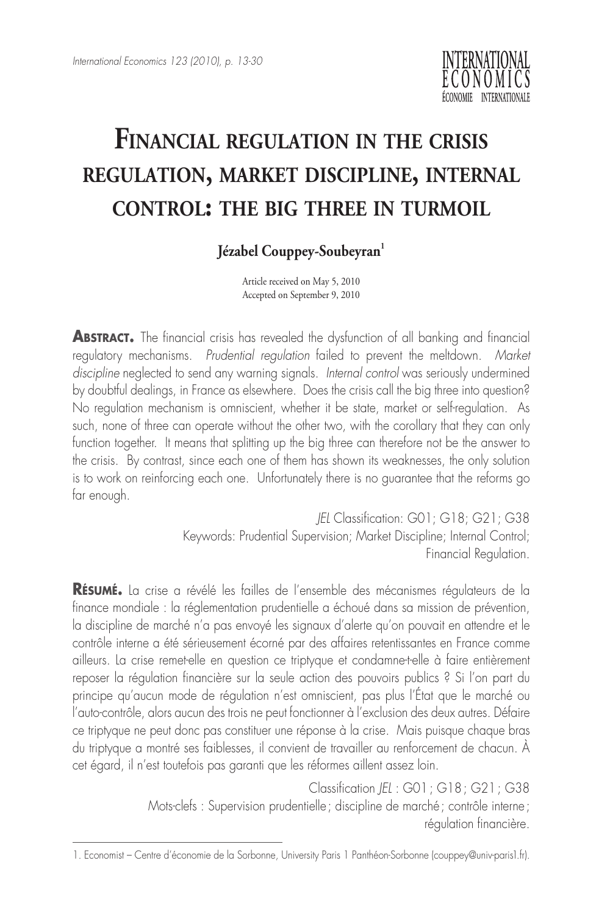# Financial regulation in the crisis regulation, market discipline, internal control: the big three in turmoil

**Jézabel Couppey-Soubeyran**[1]

Article received on May 5, 2010
Accepted on September 9, 2010

**Abstract.** The financial crisis has revealed the dysfunction of all banking and financial regulatory mechanisms. *Prudential regulation* failed to prevent the meltdown. *Market discipline* neglected to send any warning signals. *Internal control* was seriously undermined by doubtful dealings, in France as elsewhere. Does the crisis call the big three into question? No regulation mechanism is omniscient, whether it be state, market or self-regulation. As such, none of three can operate without the other two, with the corollary that they can only function together. It means that splitting up the big three can therefore not be the answer to the crisis. By contrast, since each one of them has shown its weaknesses, the only solution is to work on reinforcing each one. Unfortunately there is no guarantee that the reforms go far enough.

*JEL* Classification: G01; G18; G21; G38
Keywords: Prudential Supervision; Market Discipline; Internal Control; Financial Regulation.

**Résumé.** La crise a révélé les failles de l'ensemble des mécanismes régulateurs de la finance mondiale : la réglementation prudentielle a échoué dans sa mission de prévention, la discipline de marché n'a pas envoyé les signaux d'alerte qu'on pouvait en attendre et le contrôle interne a été sérieusement écorné par des affaires retentissantes en France comme ailleurs. La crise remet-elle en question ce triptyque et condamne-t-elle à faire entièrement reposer la régulation financière sur la seule action des pouvoirs publics ? Si l'on part du principe qu'aucun mode de régulation n'est omniscient, pas plus l'État que le marché ou l'auto-contrôle, alors aucun des trois ne peut fonctionner à l'exclusion des deux autres. Défaire ce triptyque ne peut donc pas constituer une réponse à la crise. Mais puisque chaque bras du triptyque a montré ses faiblesses, il convient de travailler au renforcement de chacun. À cet égard, il n'est toutefois pas garanti que les réformes aillent assez loin.

Classification *JEL* : G01 ; G18 ; G21 ; G38
Mots-clefs : Supervision prudentielle ; discipline de marché ; contrôle interne ; régulation financière.

---

1. Economist – Centre d'économie de la Sorbonne, University Paris 1 Panthéon-Sorbonne (couppey@univ-paris1.fr).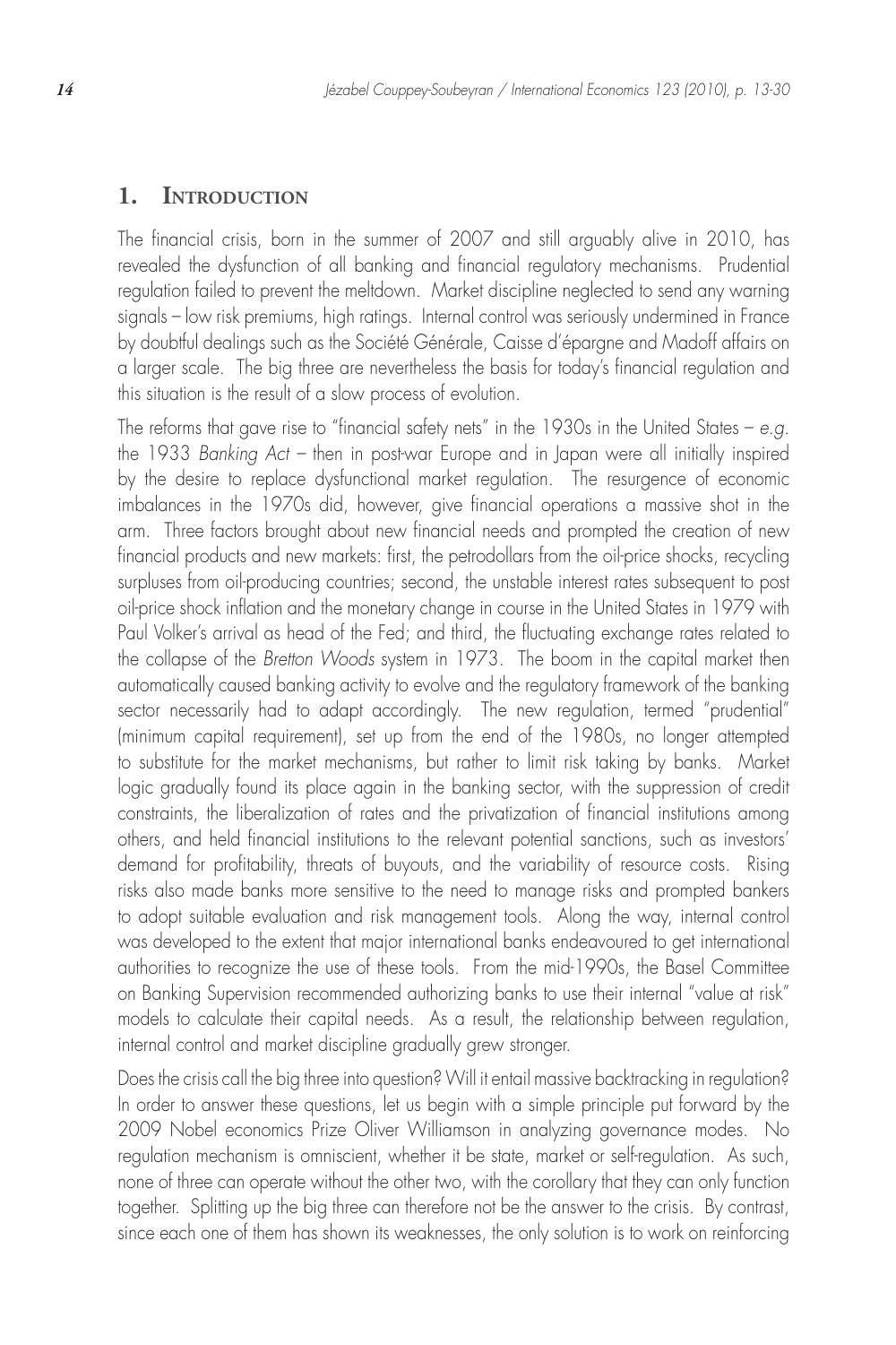## 1. Introduction

The financial crisis, born in the summer of 2007 and still arguably alive in 2010, has revealed the dysfunction of all banking and financial regulatory mechanisms. Prudential regulation failed to prevent the meltdown. Market discipline neglected to send any warning signals – low risk premiums, high ratings. Internal control was seriously undermined in France by doubtful dealings such as the Société Générale, Caisse d'épargne and Madoff affairs on a larger scale. The big three are nevertheless the basis for today's financial regulation and this situation is the result of a slow process of evolution.

The reforms that gave rise to "financial safety nets" in the 1930s in the United States – *e.g.* the 1933 *Banking Act* – then in post-war Europe and in Japan were all initially inspired by the desire to replace dysfunctional market regulation. The resurgence of economic imbalances in the 1970s did, however, give financial operations a massive shot in the arm. Three factors brought about new financial needs and prompted the creation of new financial products and new markets: first, the petrodollars from the oil-price shocks, recycling surpluses from oil-producing countries; second, the unstable interest rates subsequent to post oil-price shock inflation and the monetary change in course in the United States in 1979 with Paul Volker's arrival as head of the Fed; and third, the fluctuating exchange rates related to the collapse of the *Bretton Woods* system in 1973. The boom in the capital market then automatically caused banking activity to evolve and the regulatory framework of the banking sector necessarily had to adapt accordingly. The new regulation, termed "prudential" (minimum capital requirement), set up from the end of the 1980s, no longer attempted to substitute for the market mechanisms, but rather to limit risk taking by banks. Market logic gradually found its place again in the banking sector, with the suppression of credit constraints, the liberalization of rates and the privatization of financial institutions among others, and held financial institutions to the relevant potential sanctions, such as investors' demand for profitability, threats of buyouts, and the variability of resource costs. Rising risks also made banks more sensitive to the need to manage risks and prompted bankers to adopt suitable evaluation and risk management tools. Along the way, internal control was developed to the extent that major international banks endeavoured to get international authorities to recognize the use of these tools. From the mid-1990s, the Basel Committee on Banking Supervision recommended authorizing banks to use their internal "value at risk" models to calculate their capital needs. As a result, the relationship between regulation, internal control and market discipline gradually grew stronger.

Does the crisis call the big three into question? Will it entail massive backtracking in regulation? In order to answer these questions, let us begin with a simple principle put forward by the 2009 Nobel economics Prize Oliver Williamson in analyzing governance modes. No regulation mechanism is omniscient, whether it be state, market or self-regulation. As such, none of three can operate without the other two, with the corollary that they can only function together. Splitting up the big three can therefore not be the answer to the crisis. By contrast, since each one of them has shown its weaknesses, the only solution is to work on reinforcing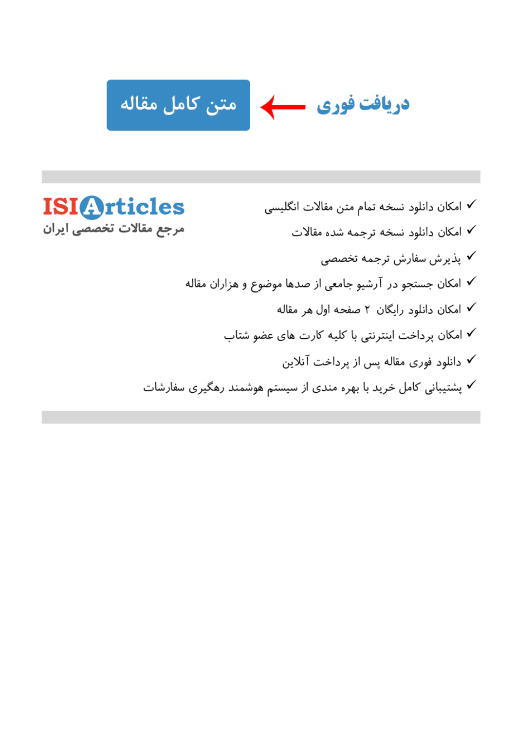دریافت فوری ← **متن کامل مقاله**

**ISIArticles**
مرجع مقالات تخصصی ایران

- ✓ امکان دانلود نسخه تمام متن مقالات انگلیسی
- ✓ امکان دانلود نسخه ترجمه شده مقالات
- ✓ پذیرش سفارش ترجمه تخصصی
- ✓ امکان جستجو در آرشیو جامعی از صدها موضوع و هزاران مقاله
- ✓ امکان دانلود رایگان ۲ صفحه اول هر مقاله
- ✓ امکان پرداخت اینترنتی با کلیه کارت های عضو شتاب
- ✓ دانلود فوری مقاله پس از پرداخت آنلاین
- ✓ پشتیبانی کامل خرید با بهره مندی از سیستم هوشمند رهگیری سفارشات